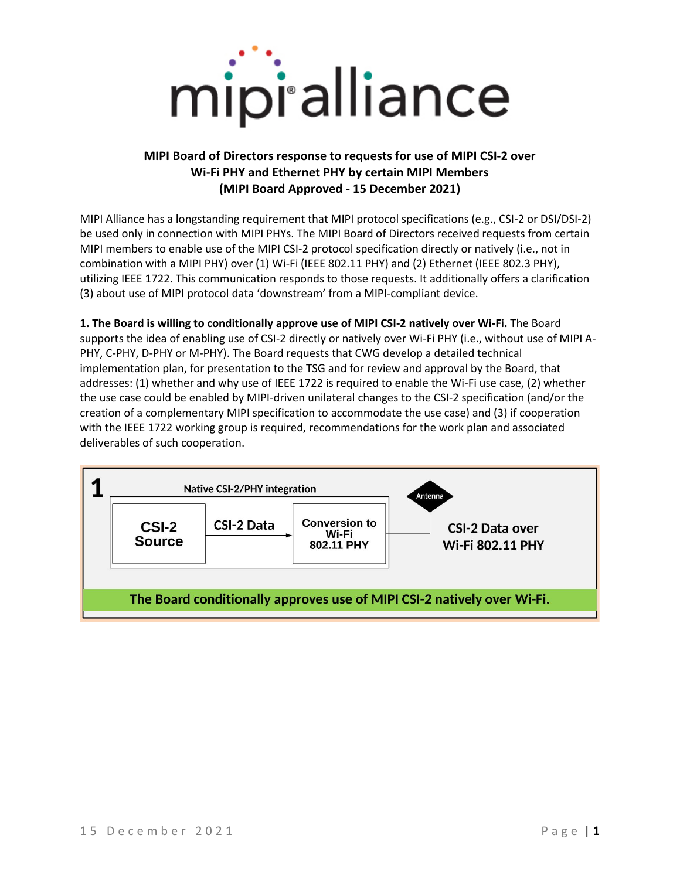# MIPI Board of Directors response to requests for use of MIPI CSI-2 over Wi-Fi PHY and Ethernet PHY by certain MIPI Members
**(MIPI Board Approved - 15 December 2021)**

MIPI Alliance has a longstanding requirement that MIPI protocol specifications (e.g., CSI-2 or DSI/DSI-2) be used only in connection with MIPI PHYs. The MIPI Board of Directors received requests from certain MIPI members to enable use of the MIPI CSI-2 protocol specification directly or natively (i.e., not in combination with a MIPI PHY) over (1) Wi-Fi (IEEE 802.11 PHY) and (2) Ethernet (IEEE 802.3 PHY), utilizing IEEE 1722. This communication responds to those requests. It additionally offers a clarification (3) about use of MIPI protocol data 'downstream' from a MIPI-compliant device.

**1. The Board is willing to conditionally approve use of MIPI CSI-2 natively over Wi-Fi.** The Board supports the idea of enabling use of CSI-2 directly or natively over Wi-Fi PHY (i.e., without use of MIPI A-PHY, C-PHY, D-PHY or M-PHY). The Board requests that CWG develop a detailed technical implementation plan, for presentation to the TSG and for review and approval by the Board, that addresses: (1) whether and why use of IEEE 1722 is required to enable the Wi-Fi use case, (2) whether the use case could be enabled by MIPI-driven unilateral changes to the CSI-2 specification (and/or the creation of a complementary MIPI specification to accommodate the use case) and (3) if cooperation with the IEEE 1722 working group is required, recommendations for the work plan and associated deliverables of such cooperation.

**1** Native CSI-2/PHY integration

CSI-2 Source → CSI-2 Data → Conversion to Wi-Fi 802.11 PHY → Antenna → CSI-2 Data over Wi-Fi 802.11 PHY

**The Board conditionally approves use of MIPI CSI-2 natively over Wi-Fi.**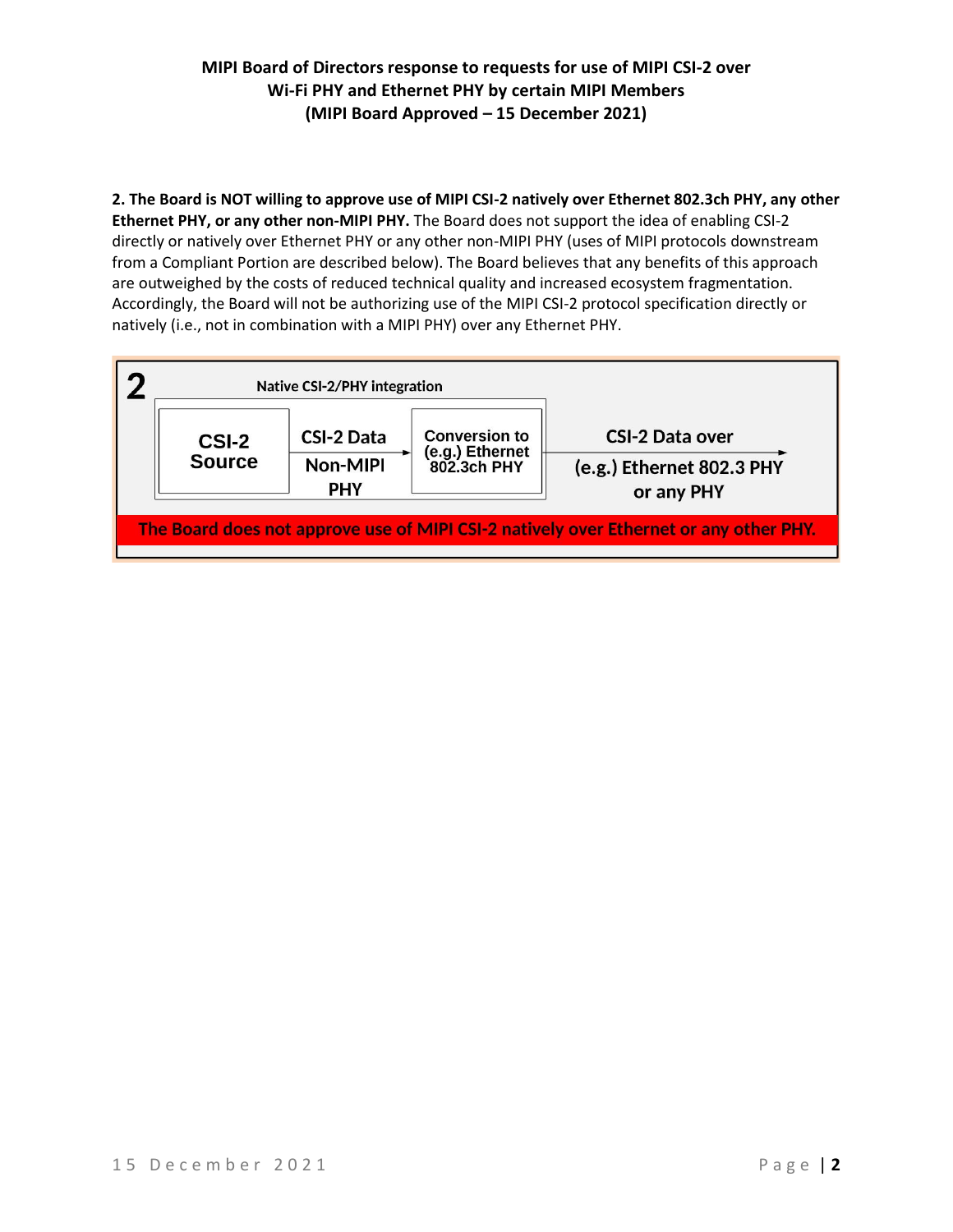**MIPI Board of Directors response to requests for use of MIPI CSI-2 over Wi-Fi PHY and Ethernet PHY by certain MIPI Members (MIPI Board Approved – 15 December 2021)**

**2. The Board is NOT willing to approve use of MIPI CSI-2 natively over Ethernet 802.3ch PHY, any other Ethernet PHY, or any other non-MIPI PHY.** The Board does not support the idea of enabling CSI-2 directly or natively over Ethernet PHY or any other non-MIPI PHY (uses of MIPI protocols downstream from a Compliant Portion are described below). The Board believes that any benefits of this approach are outweighed by the costs of reduced technical quality and increased ecosystem fragmentation. Accordingly, the Board will not be authorizing use of the MIPI CSI-2 protocol specification directly or natively (i.e., not in combination with a MIPI PHY) over any Ethernet PHY.

**2** — Native CSI-2/PHY integration

CSI-2 Source → CSI-2 Data Non-MIPI PHY → Conversion to (e.g.) Ethernet 802.3ch PHY → CSI-2 Data over (e.g.) Ethernet 802.3 PHY or any PHY

**The Board does not approve use of MIPI CSI-2 natively over Ethernet or any other PHY.**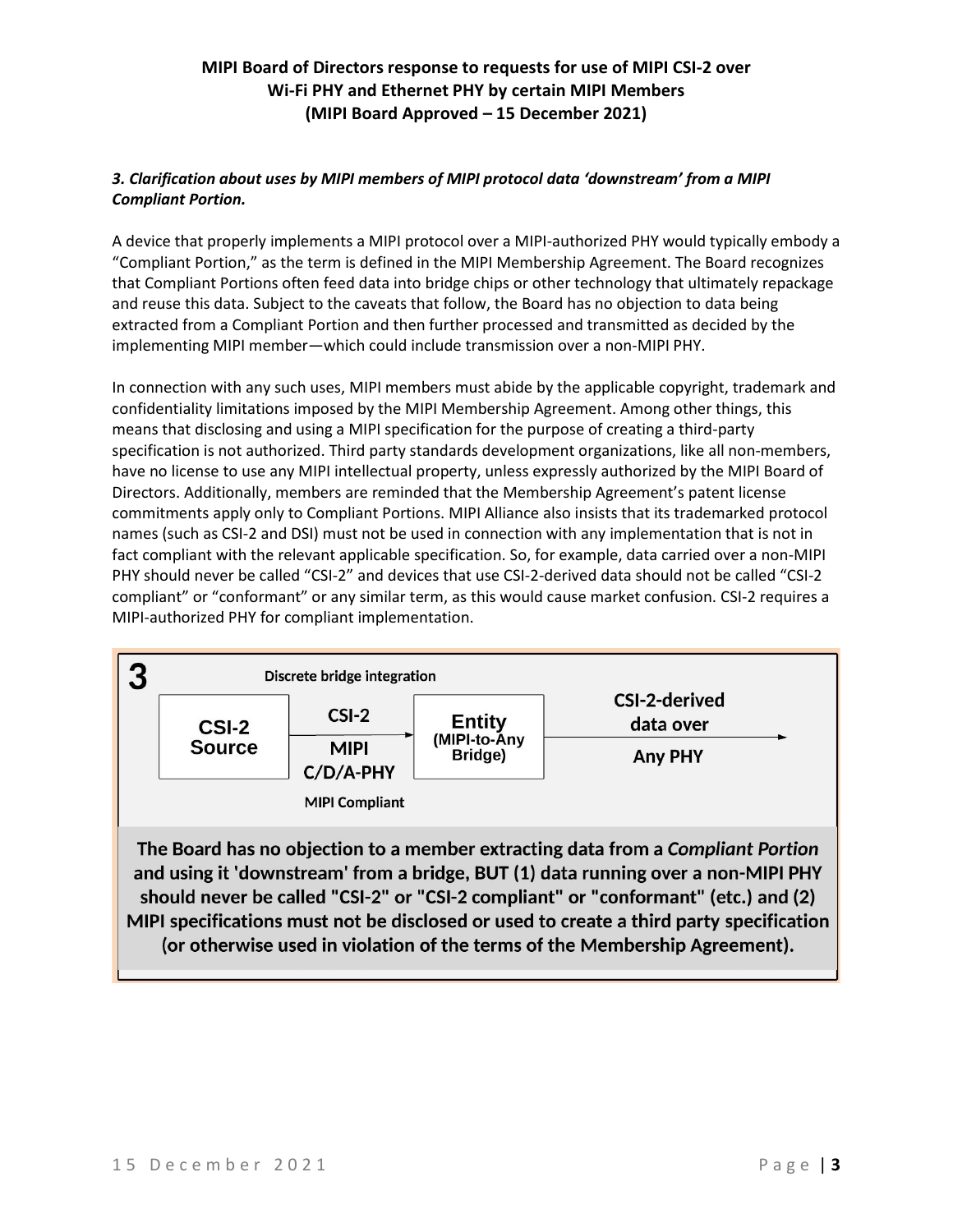# MIPI Board of Directors response to requests for use of MIPI CSI-2 over Wi-Fi PHY and Ethernet PHY by certain MIPI Members (MIPI Board Approved – 15 December 2021)

### *3. Clarification about uses by MIPI members of MIPI protocol data 'downstream' from a MIPI Compliant Portion.*

A device that properly implements a MIPI protocol over a MIPI-authorized PHY would typically embody a "Compliant Portion," as the term is defined in the MIPI Membership Agreement. The Board recognizes that Compliant Portions often feed data into bridge chips or other technology that ultimately repackage and reuse this data. Subject to the caveats that follow, the Board has no objection to data being extracted from a Compliant Portion and then further processed and transmitted as decided by the implementing MIPI member—which could include transmission over a non-MIPI PHY.

In connection with any such uses, MIPI members must abide by the applicable copyright, trademark and confidentiality limitations imposed by the MIPI Membership Agreement. Among other things, this means that disclosing and using a MIPI specification for the purpose of creating a third-party specification is not authorized. Third party standards development organizations, like all non-members, have no license to use any MIPI intellectual property, unless expressly authorized by the MIPI Board of Directors. Additionally, members are reminded that the Membership Agreement's patent license commitments apply only to Compliant Portions. MIPI Alliance also insists that its trademarked protocol names (such as CSI-2 and DSI) must not be used in connection with any implementation that is not in fact compliant with the relevant applicable specification. So, for example, data carried over a non-MIPI PHY should never be called "CSI-2" and devices that use CSI-2-derived data should not be called "CSI-2 compliant" or "conformant" or any similar term, as this would cause market confusion. CSI-2 requires a MIPI-authorized PHY for compliant implementation.

3

Discrete bridge integration

CSI-2 Source

CSI-2

MIPI C/D/A-PHY

MIPI Compliant

Entity (MIPI-to-Any Bridge)

CSI-2-derived data over

Any PHY

**The Board has no objection to a member extracting data from a *Compliant Portion* and using it 'downstream' from a bridge, BUT (1) data running over a non-MIPI PHY should never be called "CSI-2" or "CSI-2 compliant" or "conformant" (etc.) and (2) MIPI specifications must not be disclosed or used to create a third party specification (or otherwise used in violation of the terms of the Membership Agreement).**